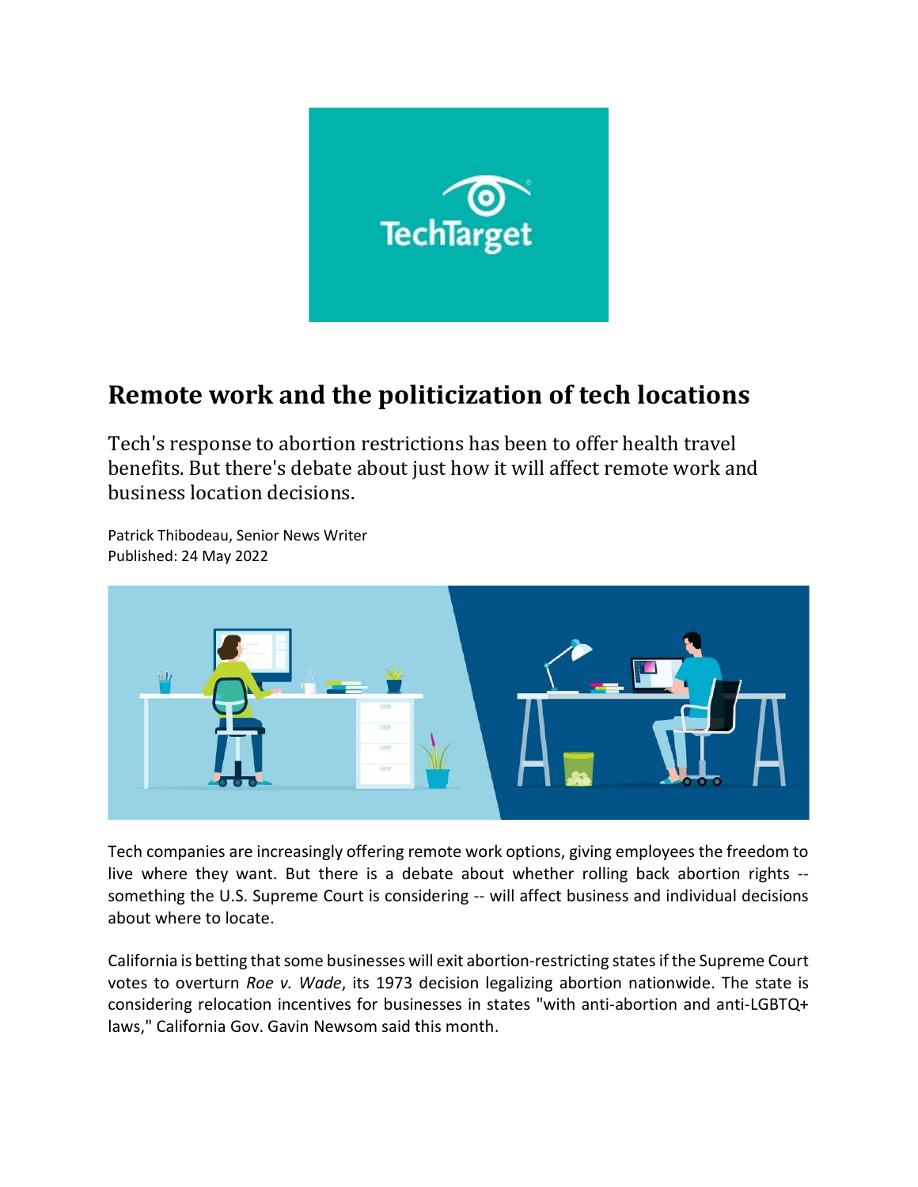# Remote work and the politicization of tech locations

Tech's response to abortion restrictions has been to offer health travel benefits. But there's debate about just how it will affect remote work and business location decisions.

Patrick Thibodeau, Senior News Writer
Published: 24 May 2022

Tech companies are increasingly offering remote work options, giving employees the freedom to live where they want. But there is a debate about whether rolling back abortion rights -- something the U.S. Supreme Court is considering -- will affect business and individual decisions about where to locate.

California is betting that some businesses will exit abortion-restricting states if the Supreme Court votes to overturn *Roe v. Wade*, its 1973 decision legalizing abortion nationwide. The state is considering relocation incentives for businesses in states "with anti-abortion and anti-LGBTQ+ laws," California Gov. Gavin Newsom said this month.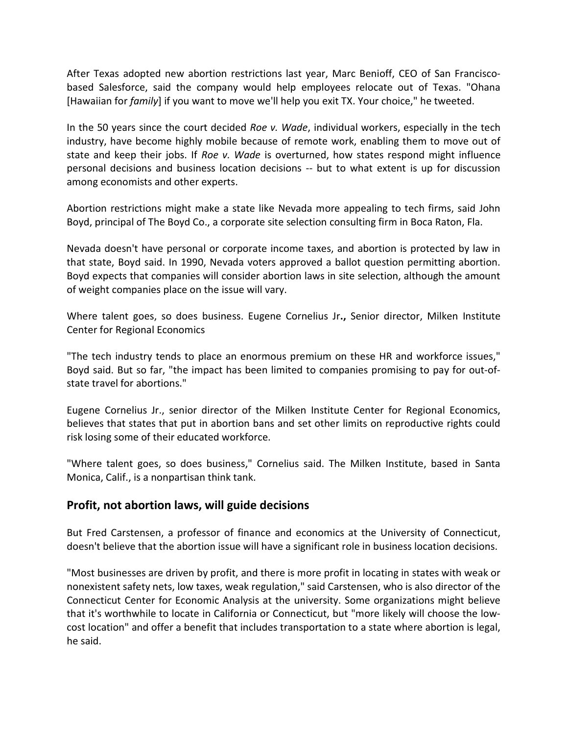After Texas adopted new abortion restrictions last year, Marc Benioff, CEO of San Francisco-based Salesforce, said the company would help employees relocate out of Texas. "Ohana [Hawaiian for *family*] if you want to move we'll help you exit TX. Your choice," he tweeted.

In the 50 years since the court decided *Roe v. Wade*, individual workers, especially in the tech industry, have become highly mobile because of remote work, enabling them to move out of state and keep their jobs. If *Roe v. Wade* is overturned, how states respond might influence personal decisions and business location decisions -- but to what extent is up for discussion among economists and other experts.

Abortion restrictions might make a state like Nevada more appealing to tech firms, said John Boyd, principal of The Boyd Co., a corporate site selection consulting firm in Boca Raton, Fla.

Nevada doesn't have personal or corporate income taxes, and abortion is protected by law in that state, Boyd said. In 1990, Nevada voters approved a ballot question permitting abortion. Boyd expects that companies will consider abortion laws in site selection, although the amount of weight companies place on the issue will vary.

Where talent goes, so does business. Eugene Cornelius Jr**.,** Senior director, Milken Institute Center for Regional Economics

"The tech industry tends to place an enormous premium on these HR and workforce issues," Boyd said. But so far, "the impact has been limited to companies promising to pay for out-of-state travel for abortions."

Eugene Cornelius Jr., senior director of the Milken Institute Center for Regional Economics, believes that states that put in abortion bans and set other limits on reproductive rights could risk losing some of their educated workforce.

"Where talent goes, so does business," Cornelius said. The Milken Institute, based in Santa Monica, Calif., is a nonpartisan think tank.

## Profit, not abortion laws, will guide decisions

But Fred Carstensen, a professor of finance and economics at the University of Connecticut, doesn't believe that the abortion issue will have a significant role in business location decisions.

"Most businesses are driven by profit, and there is more profit in locating in states with weak or nonexistent safety nets, low taxes, weak regulation," said Carstensen, who is also director of the Connecticut Center for Economic Analysis at the university. Some organizations might believe that it's worthwhile to locate in California or Connecticut, but "more likely will choose the low-cost location" and offer a benefit that includes transportation to a state where abortion is legal, he said.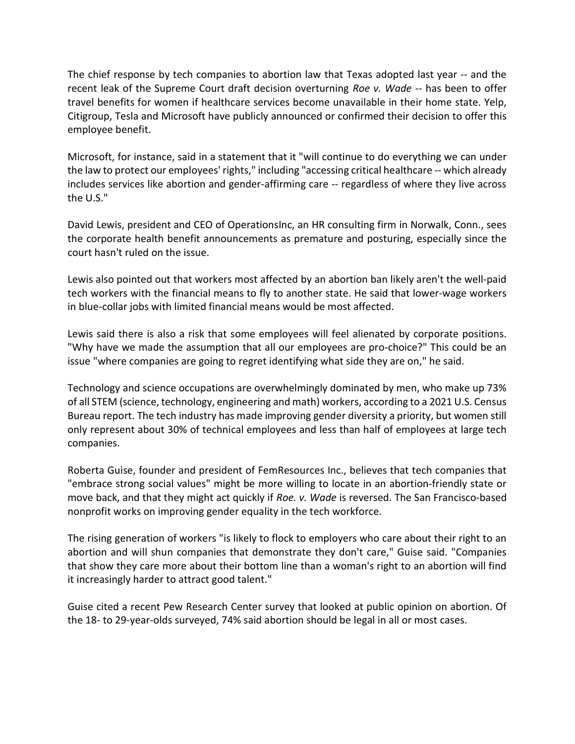The chief response by tech companies to abortion law that Texas adopted last year -- and the recent leak of the Supreme Court draft decision overturning *Roe v. Wade* -- has been to offer travel benefits for women if healthcare services become unavailable in their home state. Yelp, Citigroup, Tesla and Microsoft have publicly announced or confirmed their decision to offer this employee benefit.

Microsoft, for instance, said in a statement that it "will continue to do everything we can under the law to protect our employees' rights," including "accessing critical healthcare -- which already includes services like abortion and gender-affirming care -- regardless of where they live across the U.S."

David Lewis, president and CEO of OperationsInc, an HR consulting firm in Norwalk, Conn., sees the corporate health benefit announcements as premature and posturing, especially since the court hasn't ruled on the issue.

Lewis also pointed out that workers most affected by an abortion ban likely aren't the well-paid tech workers with the financial means to fly to another state. He said that lower-wage workers in blue-collar jobs with limited financial means would be most affected.

Lewis said there is also a risk that some employees will feel alienated by corporate positions. "Why have we made the assumption that all our employees are pro-choice?" This could be an issue "where companies are going to regret identifying what side they are on," he said.

Technology and science occupations are overwhelmingly dominated by men, who make up 73% of all STEM (science, technology, engineering and math) workers, according to a 2021 U.S. Census Bureau report. The tech industry has made improving gender diversity a priority, but women still only represent about 30% of technical employees and less than half of employees at large tech companies.

Roberta Guise, founder and president of FemResources Inc., believes that tech companies that "embrace strong social values" might be more willing to locate in an abortion-friendly state or move back, and that they might act quickly if *Roe. v. Wade* is reversed. The San Francisco-based nonprofit works on improving gender equality in the tech workforce.

The rising generation of workers "is likely to flock to employers who care about their right to an abortion and will shun companies that demonstrate they don't care," Guise said. "Companies that show they care more about their bottom line than a woman's right to an abortion will find it increasingly harder to attract good talent."

Guise cited a recent Pew Research Center survey that looked at public opinion on abortion. Of the 18- to 29-year-olds surveyed, 74% said abortion should be legal in all or most cases.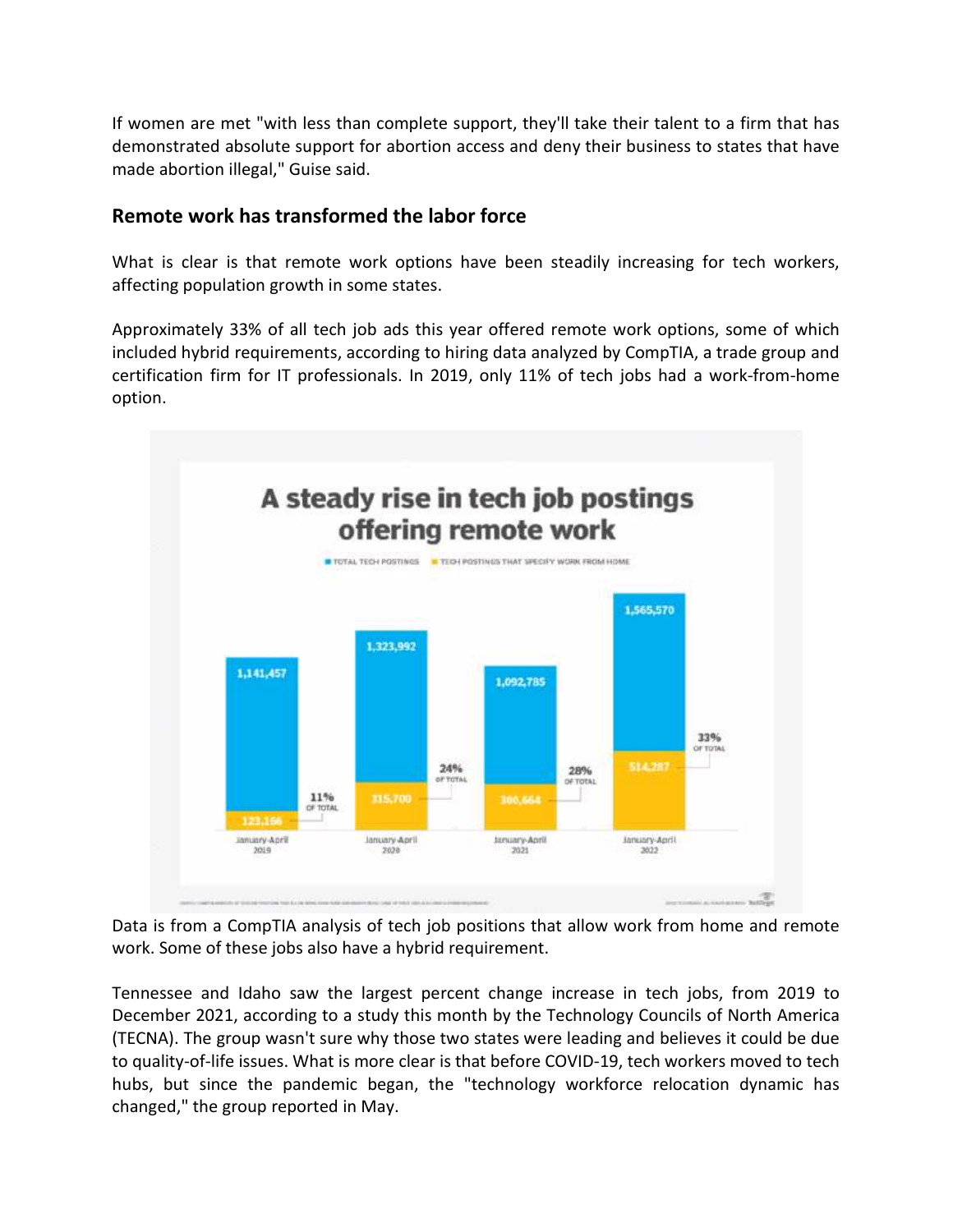If women are met "with less than complete support, they'll take their talent to a firm that has demonstrated absolute support for abortion access and deny their business to states that have made abortion illegal," Guise said.

## Remote work has transformed the labor force

What is clear is that remote work options have been steadily increasing for tech workers, affecting population growth in some states.

Approximately 33% of all tech job ads this year offered remote work options, some of which included hybrid requirements, according to hiring data analyzed by CompTIA, a trade group and certification firm for IT professionals. In 2019, only 11% of tech jobs had a work-from-home option.

**A steady rise in tech job postings offering remote work**

| Period | Total tech postings | Tech postings that specify work from home | % of total |
| --- | --- | --- | --- |
| January-April 2019 | 1,141,457 | 123,166 | 11% |
| January-April 2020 | 1,323,992 | 315,700 | 24% |
| January-April 2021 | 1,092,785 | 300,664 | 28% |
| January-April 2022 | 1,565,570 | 514,287 | 33% |

Data is from a CompTIA analysis of tech job positions that allow work from home and remote work. Some of these jobs also have a hybrid requirement.

Tennessee and Idaho saw the largest percent change increase in tech jobs, from 2019 to December 2021, according to a study this month by the Technology Councils of North America (TECNA). The group wasn't sure why those two states were leading and believes it could be due to quality-of-life issues. What is more clear is that before COVID-19, tech workers moved to tech hubs, but since the pandemic began, the "technology workforce relocation dynamic has changed," the group reported in May.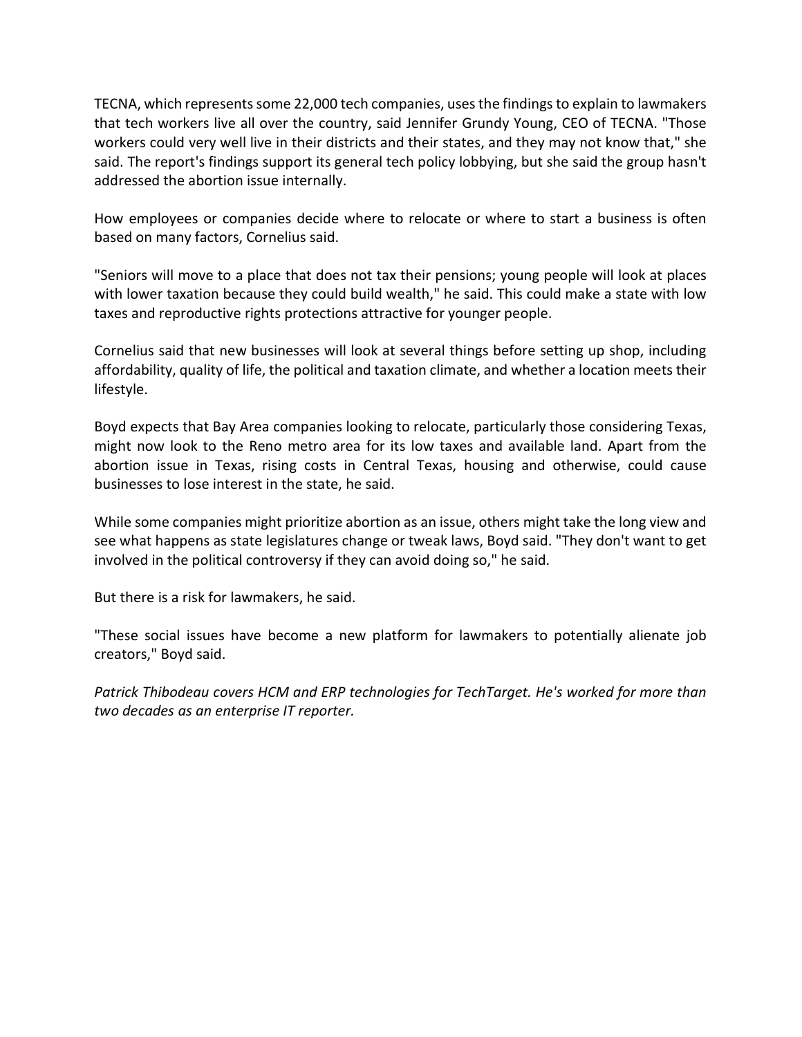TECNA, which represents some 22,000 tech companies, uses the findings to explain to lawmakers that tech workers live all over the country, said Jennifer Grundy Young, CEO of TECNA. "Those workers could very well live in their districts and their states, and they may not know that," she said. The report's findings support its general tech policy lobbying, but she said the group hasn't addressed the abortion issue internally.

How employees or companies decide where to relocate or where to start a business is often based on many factors, Cornelius said.

"Seniors will move to a place that does not tax their pensions; young people will look at places with lower taxation because they could build wealth," he said. This could make a state with low taxes and reproductive rights protections attractive for younger people.

Cornelius said that new businesses will look at several things before setting up shop, including affordability, quality of life, the political and taxation climate, and whether a location meets their lifestyle.

Boyd expects that Bay Area companies looking to relocate, particularly those considering Texas, might now look to the Reno metro area for its low taxes and available land. Apart from the abortion issue in Texas, rising costs in Central Texas, housing and otherwise, could cause businesses to lose interest in the state, he said.

While some companies might prioritize abortion as an issue, others might take the long view and see what happens as state legislatures change or tweak laws, Boyd said. "They don't want to get involved in the political controversy if they can avoid doing so," he said.

But there is a risk for lawmakers, he said.

"These social issues have become a new platform for lawmakers to potentially alienate job creators," Boyd said.

*Patrick Thibodeau covers HCM and ERP technologies for TechTarget. He's worked for more than two decades as an enterprise IT reporter.*